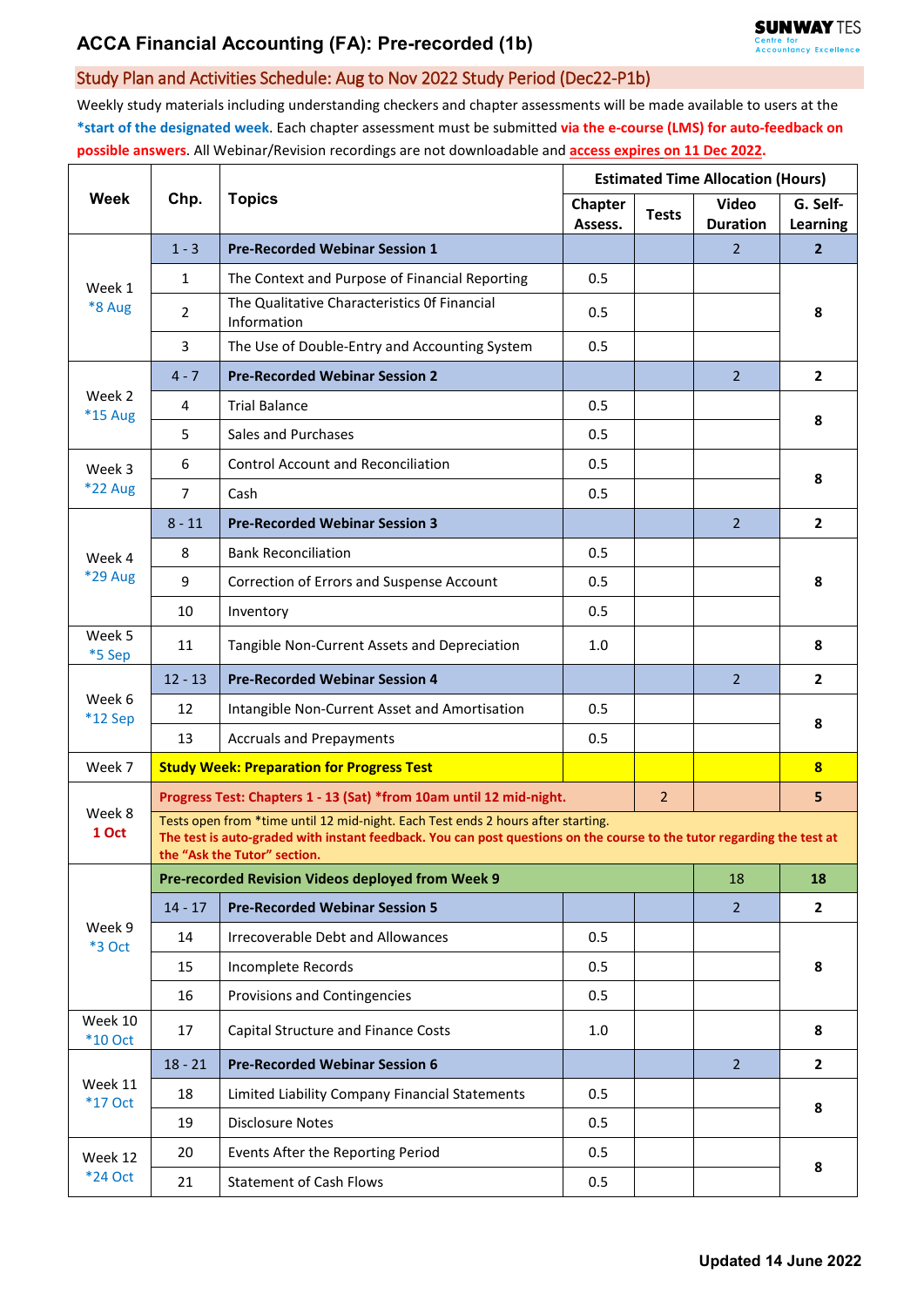# ACCA Financial Accounting (FA): Pre-recorded (1b)

SUNWAY TES
Centre for Accountancy Excellence

## Study Plan and Activities Schedule: Aug to Nov 2022 Study Period (Dec22-P1b)

Weekly study materials including understanding checkers and chapter assessments will be made available to users at the ***start of the designated week**. Each chapter assessment must be submitted **via the e-course (LMS) for auto-feedback on possible answers**. All Webinar/Revision recordings are not downloadable and **access expires on 11 Dec 2022.**

| Week | Chp. | Topics | Estimated Time Allocation (Hours) | | | |
|---|---|---|---|---|---|---|
| | | | Chapter Assess. | Tests | Video Duration | G. Self-Learning |
| Week 1 *8 Aug | 1 - 3 | **Pre-Recorded Webinar Session 1** | | | 2 | **2** |
| | 1 | The Context and Purpose of Financial Reporting | 0.5 | | | **8** |
| | 2 | The Qualitative Characteristics Of Financial Information | 0.5 | | | |
| | 3 | The Use of Double-Entry and Accounting System | 0.5 | | | |
| Week 2 *15 Aug | 4 - 7 | **Pre-Recorded Webinar Session 2** | | | 2 | **2** |
| | 4 | Trial Balance | 0.5 | | | **8** |
| | 5 | Sales and Purchases | 0.5 | | | |
| Week 3 *22 Aug | 6 | Control Account and Reconciliation | 0.5 | | | **8** |
| | 7 | Cash | 0.5 | | | |
| Week 4 *29 Aug | 8 - 11 | **Pre-Recorded Webinar Session 3** | | | 2 | **2** |
| | 8 | Bank Reconciliation | 0.5 | | | **8** |
| | 9 | Correction of Errors and Suspense Account | 0.5 | | | |
| | 10 | Inventory | 0.5 | | | |
| Week 5 *5 Sep | 11 | Tangible Non-Current Assets and Depreciation | 1.0 | | | **8** |
| Week 6 *12 Sep | 12 - 13 | **Pre-Recorded Webinar Session 4** | | | 2 | **2** |
| | 12 | Intangible Non-Current Asset and Amortisation | 0.5 | | | **8** |
| | 13 | Accruals and Prepayments | 0.5 | | | |
| Week 7 | **Study Week: Preparation for Progress Test** | | | | | **8** |
| Week 8 **1 Oct** | **Progress Test: Chapters 1 - 13 (Sat) *from 10am until 12 mid-night.** | | | 2 | | **5** |
| | Tests open from *time until 12 mid-night. Each Test ends 2 hours after starting. **The test is auto-graded with instant feedback. You can post questions on the course to the tutor regarding the test at the "Ask the Tutor" section.** | | | | | |
| Week 9 *3 Oct | **Pre-recorded Revision Videos deployed from Week 9** | | | | 18 | **18** |
| | 14 - 17 | **Pre-Recorded Webinar Session 5** | | | 2 | **2** |
| | 14 | Irrecoverable Debt and Allowances | 0.5 | | | **8** |
| | 15 | Incomplete Records | 0.5 | | | |
| | 16 | Provisions and Contingencies | 0.5 | | | |
| Week 10 *10 Oct | 17 | Capital Structure and Finance Costs | 1.0 | | | **8** |
| Week 11 *17 Oct | 18 - 21 | **Pre-Recorded Webinar Session 6** | | | 2 | **2** |
| | 18 | Limited Liability Company Financial Statements | 0.5 | | | **8** |
| | 19 | Disclosure Notes | 0.5 | | | |
| Week 12 *24 Oct | 20 | Events After the Reporting Period | 0.5 | | | **8** |
| | 21 | Statement of Cash Flows | 0.5 | | | |

**Updated 14 June 2022**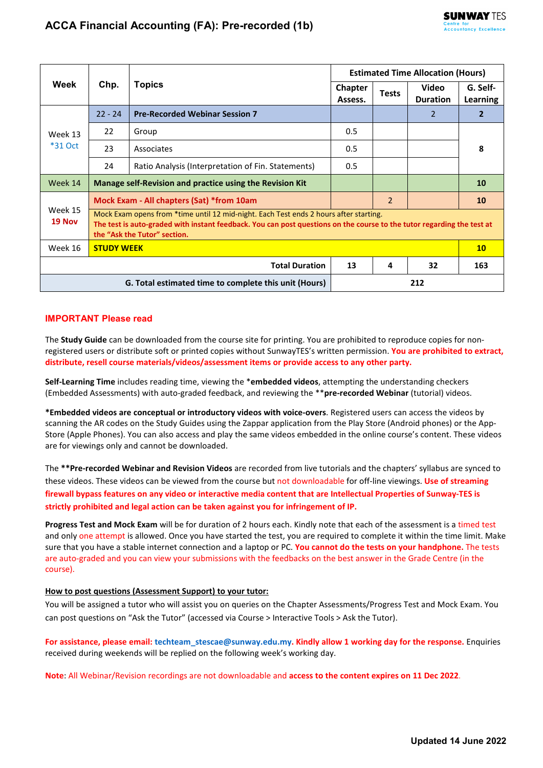# ACCA Financial Accounting (FA): Pre-recorded (1b)

| Week | Chp. | Topics | Estimated Time Allocation (Hours) | | | |
|---|---|---|---|---|---|---|
| | | | Chapter Assess. | Tests | Video Duration | G. Self-Learning |
| Week 13 *31 Oct | 22 - 24 | **Pre-Recorded Webinar Session 7** | | | 2 | **2** |
| | 22 | Group | 0.5 | | | **8** |
| | 23 | Associates | 0.5 | | | |
| | 24 | Ratio Analysis (Interpretation of Fin. Statements) | 0.5 | | | |
| Week 14 | **Manage self-Revision and practice using the Revision Kit** | | | | | **10** |
| Week 15 19 Nov | **Mock Exam - All chapters (Sat) *from 10am** | | | 2 | | **10** |
| | Mock Exam opens from *time until 12 mid-night. Each Test ends 2 hours after starting. **The test is auto-graded with instant feedback. You can post questions on the course to the tutor regarding the test at the "Ask the Tutor" section.** | | | | | |
| Week 16 | **STUDY WEEK** | | | | | **10** |
| | | **Total Duration** | **13** | **4** | **32** | **163** |
| | | **G. Total estimated time to complete this unit (Hours)** | **212** | | | |

## IMPORTANT Please read

The **Study Guide** can be downloaded from the course site for printing. You are prohibited to reproduce copies for non-registered users or distribute soft or printed copies without SunwayTES's written permission. **You are prohibited to extract, distribute, resell course materials/videos/assessment items or provide access to any other party.**

**Self-Learning Time** includes reading time, viewing the ***embedded videos**, attempting the understanding checkers (Embedded Assessments) with auto-graded feedback, and reviewing the ****pre-recorded Webinar** (tutorial) videos.

***Embedded videos are conceptual or introductory videos with voice-overs**. Registered users can access the videos by scanning the AR codes on the Study Guides using the Zappar application from the Play Store (Android phones) or the App-Store (Apple Phones). You can also access and play the same videos embedded in the online course's content. These videos are for viewings only and cannot be downloaded.

The ****Pre-recorded Webinar and Revision Videos** are recorded from live tutorials and the chapters' syllabus are synced to these videos. These videos can be viewed from the course but not downloadable for off-line viewings. **Use of streaming firewall bypass features on any video or interactive media content that are Intellectual Properties of Sunway-TES is strictly prohibited and legal action can be taken against you for infringement of IP.**

**Progress Test and Mock Exam** will be for duration of 2 hours each. Kindly note that each of the assessment is a timed test and only one attempt is allowed. Once you have started the test, you are required to complete it within the time limit. Make sure that you have a stable internet connection and a laptop or PC. **You cannot do the tests on your handphone.** The tests are auto-graded and you can view your submissions with the feedbacks on the best answer in the Grade Centre (in the course).

**How to post questions (Assessment Support) to your tutor:**

You will be assigned a tutor who will assist you on queries on the Chapter Assessments/Progress Test and Mock Exam. You can post questions on "Ask the Tutor" (accessed via Course > Interactive Tools > Ask the Tutor).

**For assistance, please email: techteam_stescae@sunway.edu.my. Kindly allow 1 working day for the response.** Enquiries received during weekends will be replied on the following week's working day.

**Note**: All Webinar/Revision recordings are not downloadable and **access to the content expires on 11 Dec 2022**.

Updated 14 June 2022